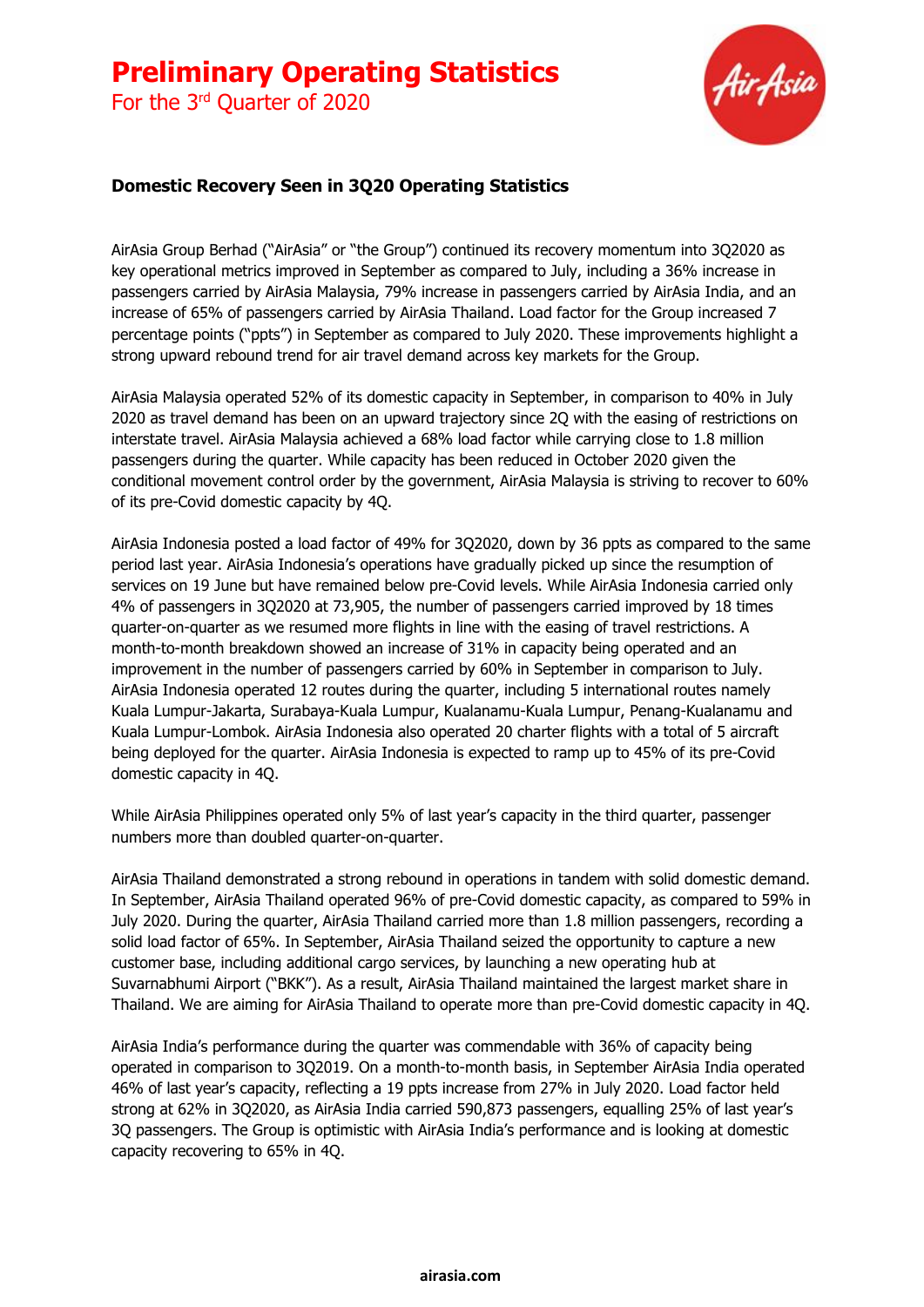# Preliminary Operating Statistics

For the 3rd Quarter of 2020

### Domestic Recovery Seen in 3Q20 Operating Statistics

AirAsia Group Berhad ("AirAsia" or "the Group") continued its recovery momentum into 3Q2020 as key operational metrics improved in September as compared to July, including a 36% increase in passengers carried by AirAsia Malaysia, 79% increase in passengers carried by AirAsia India, and an increase of 65% of passengers carried by AirAsia Thailand. Load factor for the Group increased 7 percentage points ("ppts") in September as compared to July 2020. These improvements highlight a strong upward rebound trend for air travel demand across key markets for the Group.

AirAsia Malaysia operated 52% of its domestic capacity in September, in comparison to 40% in July 2020 as travel demand has been on an upward trajectory since 2Q with the easing of restrictions on interstate travel. AirAsia Malaysia achieved a 68% load factor while carrying close to 1.8 million passengers during the quarter. While capacity has been reduced in October 2020 given the conditional movement control order by the government, AirAsia Malaysia is striving to recover to 60% of its pre-Covid domestic capacity by 4Q.

AirAsia Indonesia posted a load factor of 49% for 3Q2020, down by 36 ppts as compared to the same period last year. AirAsia Indonesia's operations have gradually picked up since the resumption of services on 19 June but have remained below pre-Covid levels. While AirAsia Indonesia carried only 4% of passengers in 3Q2020 at 73,905, the number of passengers carried improved by 18 times quarter-on-quarter as we resumed more flights in line with the easing of travel restrictions. A month-to-month breakdown showed an increase of 31% in capacity being operated and an improvement in the number of passengers carried by 60% in September in comparison to July. AirAsia Indonesia operated 12 routes during the quarter, including 5 international routes namely Kuala Lumpur-Jakarta, Surabaya-Kuala Lumpur, Kualanamu-Kuala Lumpur, Penang-Kualanamu and Kuala Lumpur-Lombok. AirAsia Indonesia also operated 20 charter flights with a total of 5 aircraft being deployed for the quarter. AirAsia Indonesia is expected to ramp up to 45% of its pre-Covid domestic capacity in 4Q.

While AirAsia Philippines operated only 5% of last year's capacity in the third quarter, passenger numbers more than doubled quarter-on-quarter.

AirAsia Thailand demonstrated a strong rebound in operations in tandem with solid domestic demand. In September, AirAsia Thailand operated 96% of pre-Covid domestic capacity, as compared to 59% in July 2020. During the quarter, AirAsia Thailand carried more than 1.8 million passengers, recording a solid load factor of 65%. In September, AirAsia Thailand seized the opportunity to capture a new customer base, including additional cargo services, by launching a new operating hub at Suvarnabhumi Airport ("BKK"). As a result, AirAsia Thailand maintained the largest market share in Thailand. We are aiming for AirAsia Thailand to operate more than pre-Covid domestic capacity in 4Q.

AirAsia India's performance during the quarter was commendable with 36% of capacity being operated in comparison to 3Q2019. On a month-to-month basis, in September AirAsia India operated 46% of last year's capacity, reflecting a 19 ppts increase from 27% in July 2020. Load factor held strong at 62% in 3Q2020, as AirAsia India carried 590,873 passengers, equalling 25% of last year's 3Q passengers. The Group is optimistic with AirAsia India's performance and is looking at domestic capacity recovering to 65% in 4Q.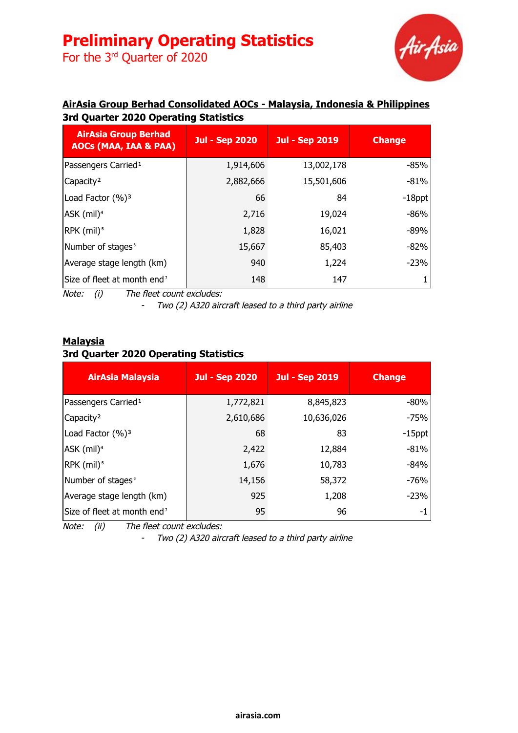# Preliminary Operating Statistics

For the 3rd Quarter of 2020

**AirAsia Group Berhad Consolidated AOCs - Malaysia, Indonesia & Philippines**

**3rd Quarter 2020 Operating Statistics**

| AirAsia Group Berhad AOCs (MAA, IAA & PAA) | Jul - Sep 2020 | Jul - Sep 2019 | Change |
|---|---|---|---|
| Passengers Carried[1] | 1,914,606 | 13,002,178 | -85% |
| Capacity[2] | 2,882,666 | 15,501,606 | -81% |
| Load Factor (%)[3] | 66 | 84 | -18ppt |
| ASK (mil)[4] | 2,716 | 19,024 | -86% |
| RPK (mil)[5] | 1,828 | 16,021 | -89% |
| Number of stages[6] | 15,667 | 85,403 | -82% |
| Average stage length (km) | 940 | 1,224 | -23% |
| Size of fleet at month end[7] | 148 | 147 | 1 |

*Note: (i) The fleet count excludes:*

- *Two (2) A320 aircraft leased to a third party airline*

**Malaysia**

**3rd Quarter 2020 Operating Statistics**

| AirAsia Malaysia | Jul - Sep 2020 | Jul - Sep 2019 | Change |
|---|---|---|---|
| Passengers Carried[1] | 1,772,821 | 8,845,823 | -80% |
| Capacity[2] | 2,610,686 | 10,636,026 | -75% |
| Load Factor (%)[3] | 68 | 83 | -15ppt |
| ASK (mil)[4] | 2,422 | 12,884 | -81% |
| RPK (mil)[5] | 1,676 | 10,783 | -84% |
| Number of stages[6] | 14,156 | 58,372 | -76% |
| Average stage length (km) | 925 | 1,208 | -23% |
| Size of fleet at month end[7] | 95 | 96 | -1 |

*Note: (ii) The fleet count excludes:*

- *Two (2) A320 aircraft leased to a third party airline*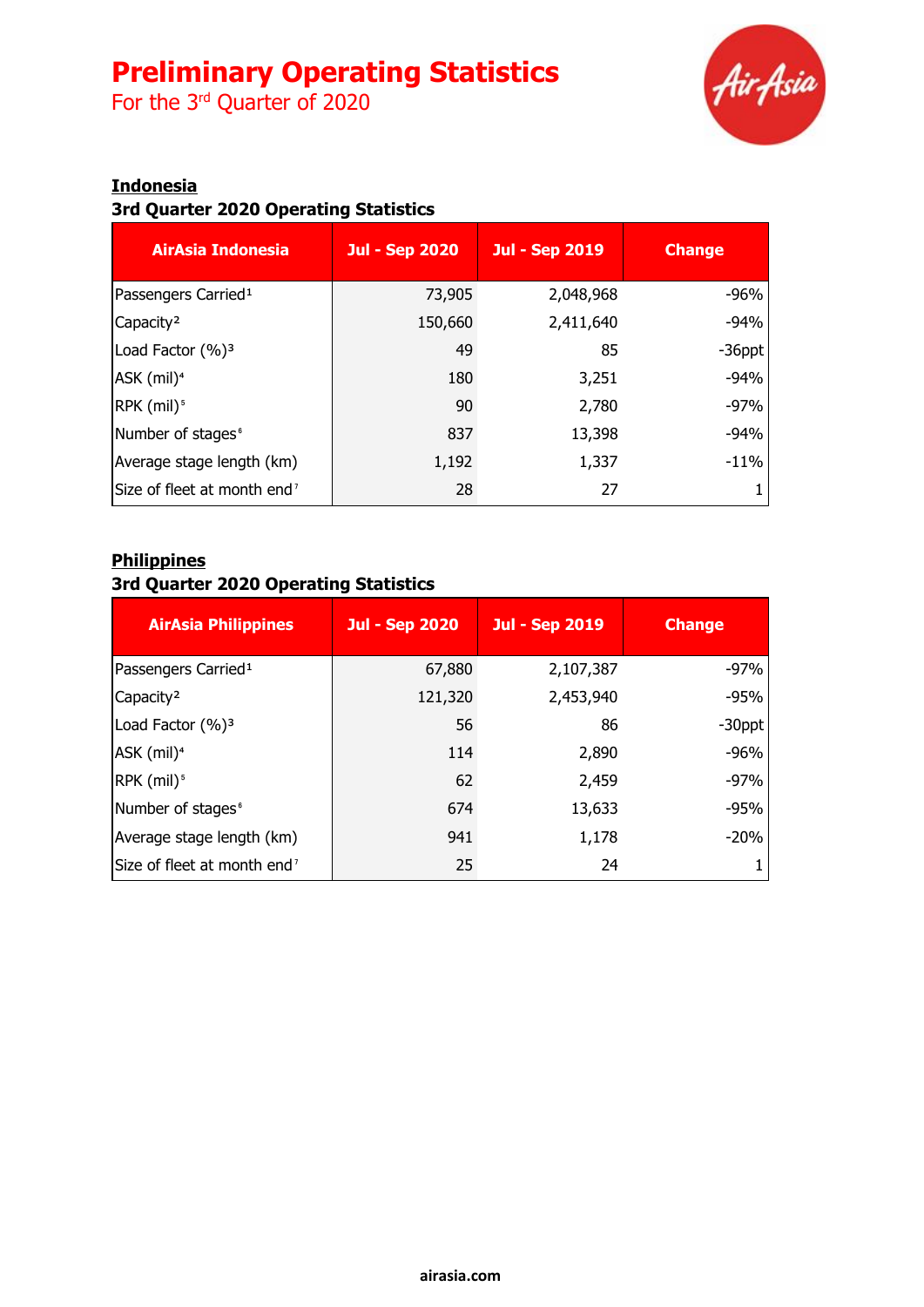# Preliminary Operating Statistics

For the 3rd Quarter of 2020

## Indonesia

### 3rd Quarter 2020 Operating Statistics

| AirAsia Indonesia | Jul - Sep 2020 | Jul - Sep 2019 | Change |
|---|---|---|---|
| Passengers Carried[1] | 73,905 | 2,048,968 | -96% |
| Capacity[2] | 150,660 | 2,411,640 | -94% |
| Load Factor (%)[3] | 49 | 85 | -36ppt |
| ASK (mil)[4] | 180 | 3,251 | -94% |
| RPK (mil)[5] | 90 | 2,780 | -97% |
| Number of stages[6] | 837 | 13,398 | -94% |
| Average stage length (km) | 1,192 | 1,337 | -11% |
| Size of fleet at month end[7] | 28 | 27 | 1 |

## Philippines

### 3rd Quarter 2020 Operating Statistics

| AirAsia Philippines | Jul - Sep 2020 | Jul - Sep 2019 | Change |
|---|---|---|---|
| Passengers Carried[1] | 67,880 | 2,107,387 | -97% |
| Capacity[2] | 121,320 | 2,453,940 | -95% |
| Load Factor (%)[3] | 56 | 86 | -30ppt |
| ASK (mil)[4] | 114 | 2,890 | -96% |
| RPK (mil)[5] | 62 | 2,459 | -97% |
| Number of stages[6] | 674 | 13,633 | -95% |
| Average stage length (km) | 941 | 1,178 | -20% |
| Size of fleet at month end[7] | 25 | 24 | 1 |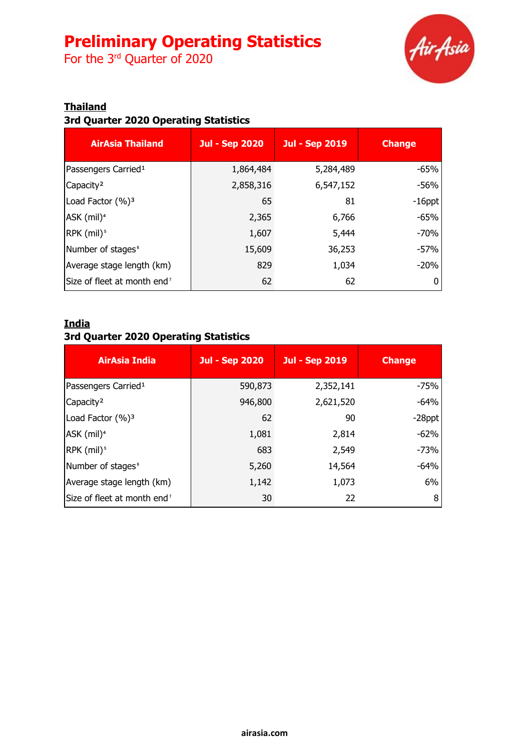# Preliminary Operating Statistics

For the 3rd Quarter of 2020

**Thailand**

**3rd Quarter 2020 Operating Statistics**

| AirAsia Thailand | Jul - Sep 2020 | Jul - Sep 2019 | Change |
|---|---|---|---|
| Passengers Carried[1] | 1,864,484 | 5,284,489 | -65% |
| Capacity[2] | 2,858,316 | 6,547,152 | -56% |
| Load Factor (%)[3] | 65 | 81 | -16ppt |
| ASK (mil)[4] | 2,365 | 6,766 | -65% |
| RPK (mil)[5] | 1,607 | 5,444 | -70% |
| Number of stages[6] | 15,609 | 36,253 | -57% |
| Average stage length (km) | 829 | 1,034 | -20% |
| Size of fleet at month end[7] | 62 | 62 | 0 |

**India**

**3rd Quarter 2020 Operating Statistics**

| AirAsia India | Jul - Sep 2020 | Jul - Sep 2019 | Change |
|---|---|---|---|
| Passengers Carried[1] | 590,873 | 2,352,141 | -75% |
| Capacity[2] | 946,800 | 2,621,520 | -64% |
| Load Factor (%)[3] | 62 | 90 | -28ppt |
| ASK (mil)[4] | 1,081 | 2,814 | -62% |
| RPK (mil)[5] | 683 | 2,549 | -73% |
| Number of stages[6] | 5,260 | 14,564 | -64% |
| Average stage length (km) | 1,142 | 1,073 | 6% |
| Size of fleet at month end[7] | 30 | 22 | 8 |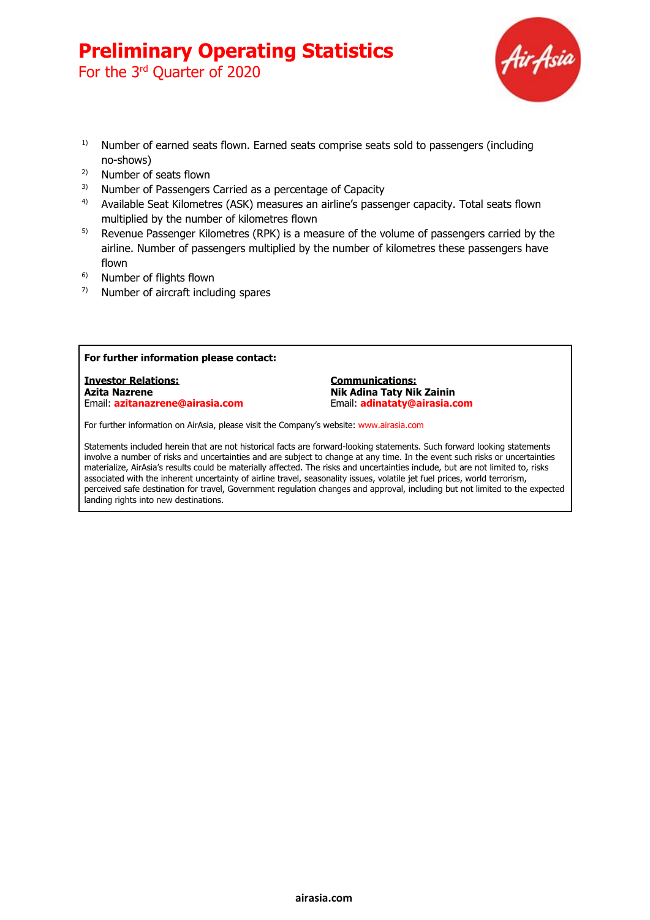# Preliminary Operating Statistics

For the 3rd Quarter of 2020

1) Number of earned seats flown. Earned seats comprise seats sold to passengers (including no-shows)

2) Number of seats flown

3) Number of Passengers Carried as a percentage of Capacity

4) Available Seat Kilometres (ASK) measures an airline's passenger capacity. Total seats flown multiplied by the number of kilometres flown

5) Revenue Passenger Kilometres (RPK) is a measure of the volume of passengers carried by the airline. Number of passengers multiplied by the number of kilometres these passengers have flown

6) Number of flights flown

7) Number of aircraft including spares

**For further information please contact:**

**Investor Relations:**
**Azita Nazrene**
Email: **azitanazrene@airasia.com**

**Communications:**
**Nik Adina Taty Nik Zainin**
Email: **adinataty@airasia.com**

For further information on AirAsia, please visit the Company's website: www.airasia.com

Statements included herein that are not historical facts are forward-looking statements. Such forward looking statements involve a number of risks and uncertainties and are subject to change at any time. In the event such risks or uncertainties materialize, AirAsia's results could be materially affected. The risks and uncertainties include, but are not limited to, risks associated with the inherent uncertainty of airline travel, seasonality issues, volatile jet fuel prices, world terrorism, perceived safe destination for travel, Government regulation changes and approval, including but not limited to the expected landing rights into new destinations.